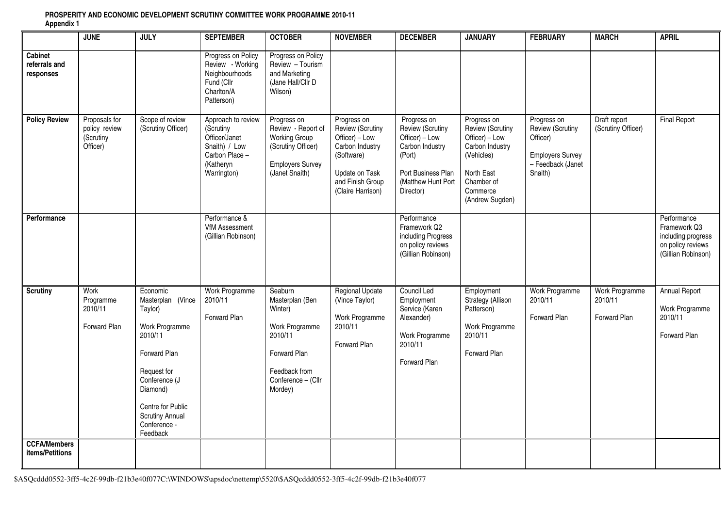**PROSPERITY AND ECONOMIC DEVELOPMENT SCRUTINY COMMITTEE WORK PROGRAMME 2010-11**
**Appendix 1**

| | JUNE | JULY | SEPTEMBER | OCTOBER | NOVEMBER | DECEMBER | JANUARY | FEBRUARY | MARCH | APRIL |
|---|---|---|---|---|---|---|---|---|---|---|
| **Cabinet referrals and responses** | | | Progress on Policy Review - Working Neighbourhoods Fund (Cllr Charlton/A Patterson) | Progress on Policy Review – Tourism and Marketing (Jane Hall/Cllr D Wilson) | | | | | | |
| **Policy Review** | Proposals for policy review (Scrutiny Officer) | Scope of review (Scrutiny Officer) | Approach to review (Scrutiny Officer/Janet Snaith) / Low Carbon Place – (Katheryn Warrington) | Progress on Review - Report of Working Group (Scrutiny Officer)<br><br>Employers Survey (Janet Snaith) | Progress on Review (Scrutiny Officer) – Low Carbon Industry (Software)<br><br>Update on Task and Finish Group (Claire Harrison) | Progress on Review (Scrutiny Officer) – Low Carbon Industry (Port)<br><br>Port Business Plan (Matthew Hunt Port Director) | Progress on Review (Scrutiny Officer) – Low Carbon Industry (Vehicles)<br><br>North East Chamber of Commerce (Andrew Sugden) | Progress on Review (Scrutiny Officer)<br><br>Employers Survey – Feedback (Janet Snaith) | Draft report (Scrutiny Officer) | Final Report |
| **Performance** | | | Performance & VfM Assessment (Gillian Robinson) | | | Performance Framework Q2 including Progress on policy reviews (Gillian Robinson) | | | | Performance Framework Q3 including progress on policy reviews (Gillian Robinson) |
| **Scrutiny** | Work Programme 2010/11<br><br>Forward Plan | Economic Masterplan (Vince Taylor)<br><br>Work Programme 2010/11<br><br>Forward Plan<br><br>Request for Conference (J Diamond)<br><br>Centre for Public Scrutiny Annual Conference - Feedback | Work Programme 2010/11<br><br>Forward Plan | Seaburn Masterplan (Ben Winter)<br><br>Work Programme 2010/11<br><br>Forward Plan<br><br>Feedback from Conference – (Cllr Mordey) | Regional Update (Vince Taylor)<br><br>Work Programme 2010/11<br><br>Forward Plan | Council Led Employment Service (Karen Alexander)<br><br>Work Programme 2010/11<br><br>Forward Plan | Employment Strategy (Allison Patterson)<br><br>Work Programme 2010/11<br><br>Forward Plan | Work Programme 2010/11<br><br>Forward Plan | Work Programme 2010/11<br><br>Forward Plan | Annual Report<br><br>Work Programme 2010/11<br><br>Forward Plan |
| **CCFA/Members items/Petitions** | | | | | | | | | | |

$ASQcddd0552-3ff5-4c2f-99db-f21b3e40f077C:\WINDOWS\apsdoc\nettemp\5520\$ASQcddd0552-3ff5-4c2f-99db-f21b3e40f077